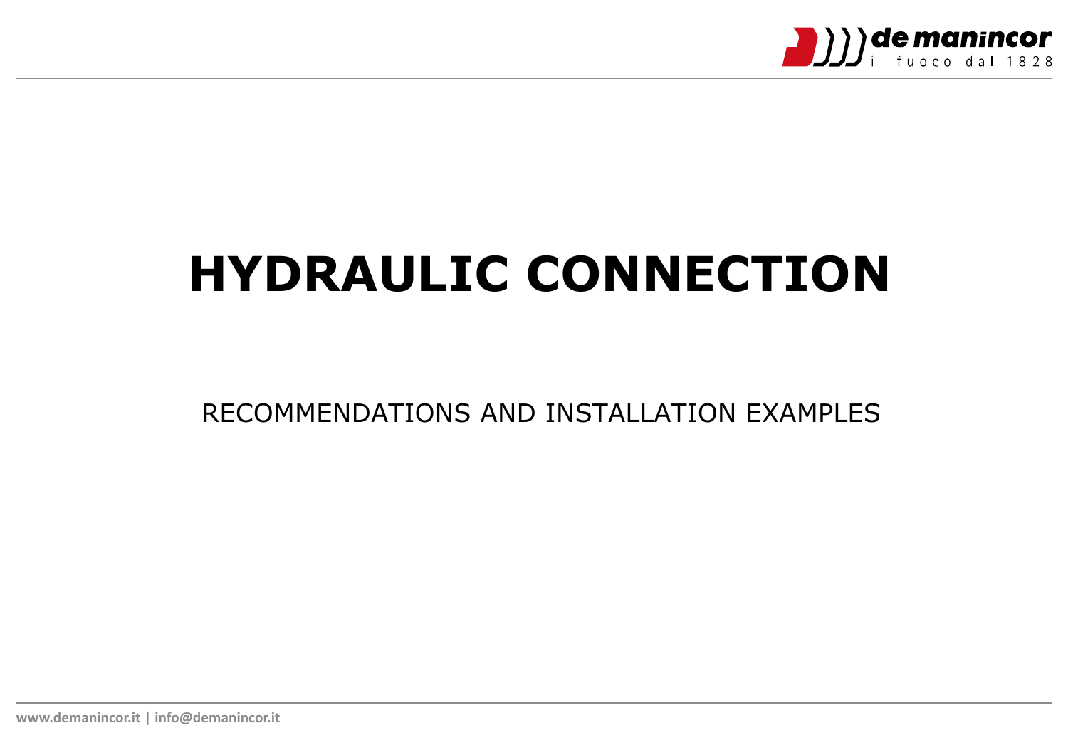# HYDRAULIC CONNECTION

RECOMMENDATIONS AND INSTALLATION EXAMPLES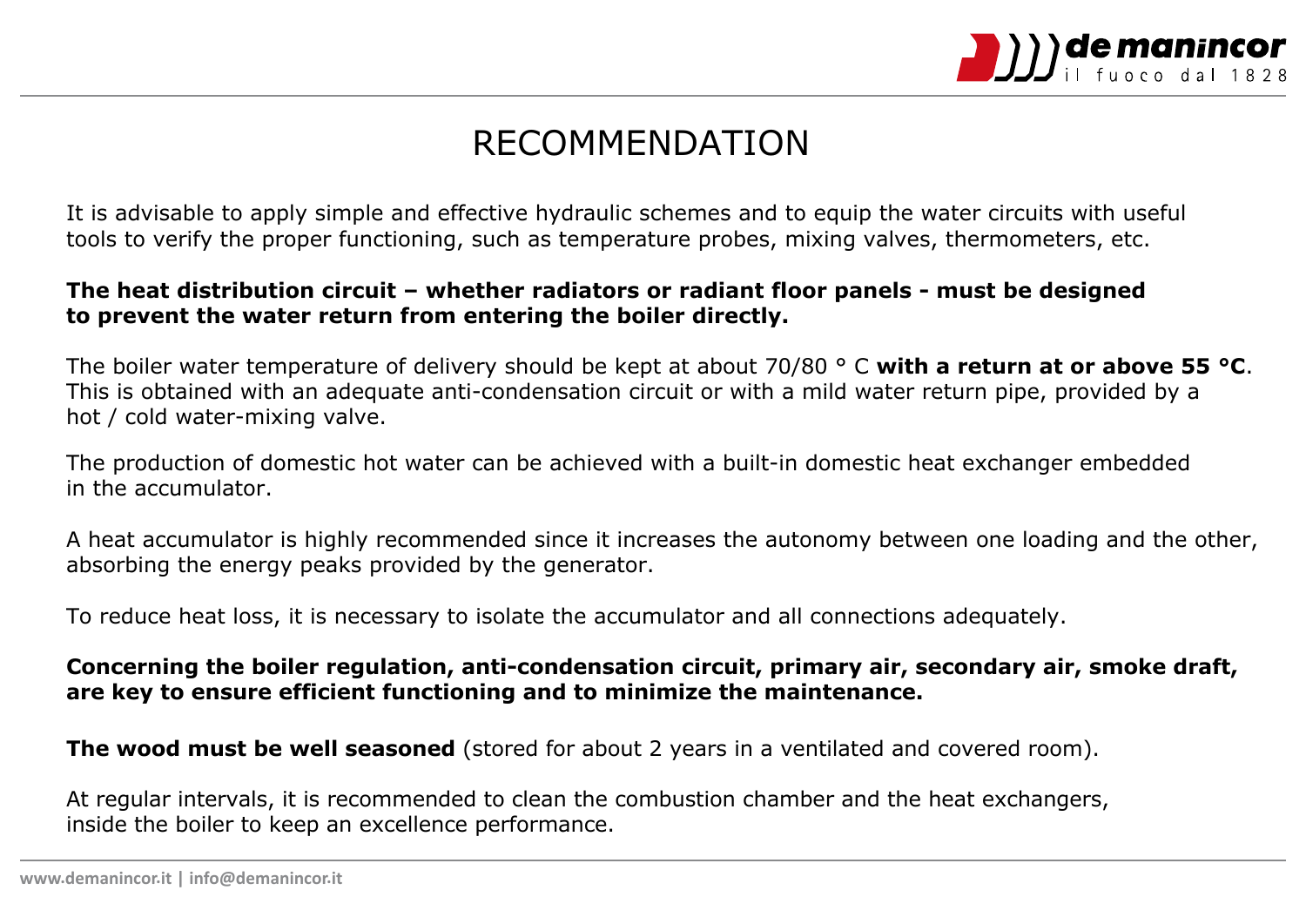# RECOMMENDATION

It is advisable to apply simple and effective hydraulic schemes and to equip the water circuits with useful tools to verify the proper functioning, such as temperature probes, mixing valves, thermometers, etc.

**The heat distribution circuit – whether radiators or radiant floor panels - must be designed to prevent the water return from entering the boiler directly.**

The boiler water temperature of delivery should be kept at about 70/80 ° C **with a return at or above 55 °C**. This is obtained with an adequate anti-condensation circuit or with a mild water return pipe, provided by a hot / cold water-mixing valve.

The production of domestic hot water can be achieved with a built-in domestic heat exchanger embedded in the accumulator.

A heat accumulator is highly recommended since it increases the autonomy between one loading and the other, absorbing the energy peaks provided by the generator.

To reduce heat loss, it is necessary to isolate the accumulator and all connections adequately.

**Concerning the boiler regulation, anti-condensation circuit, primary air, secondary air, smoke draft, are key to ensure efficient functioning and to minimize the maintenance.**

**The wood must be well seasoned** (stored for about 2 years in a ventilated and covered room).

At regular intervals, it is recommended to clean the combustion chamber and the heat exchangers, inside the boiler to keep an excellence performance.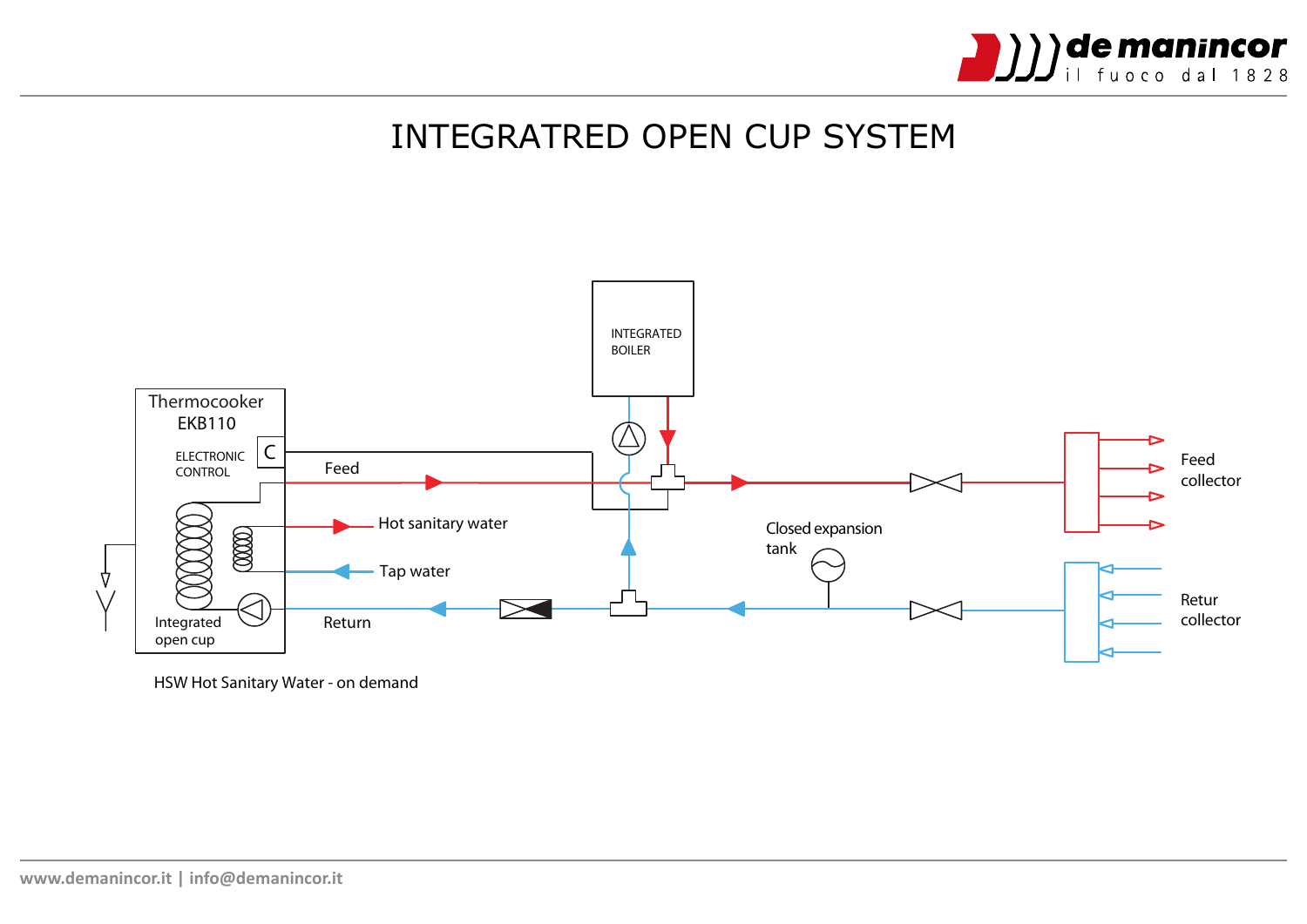# INTEGRATRED OPEN CUP SYSTEM

INTEGRATED BOILER

Thermocooker EKB110

ELECTRONIC CONTROL

C

Feed

Hot sanitary water

Tap water

Integrated open cup

Return

Closed expansion tank

Feed collector

Retur collector

HSW Hot Sanitary Water - on demand